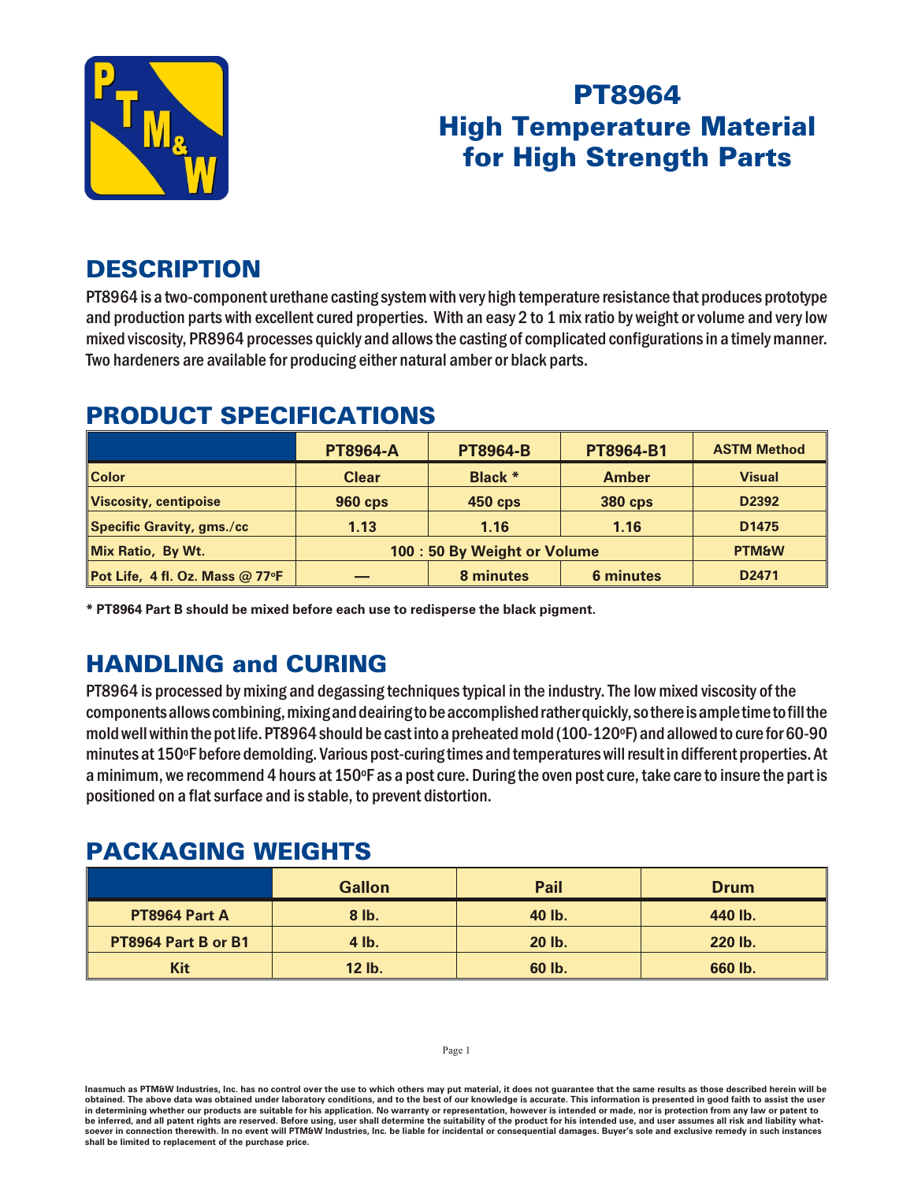# PT8964
# High Temperature Material for High Strength Parts

## DESCRIPTION

PT8964 is a two-component urethane casting system with very high temperature resistance that produces prototype and production parts with excellent cured properties. With an easy 2 to 1 mix ratio by weight or volume and very low mixed viscosity, PR8964 processes quickly and allows the casting of complicated configurations in a timely manner. Two hardeners are available for producing either natural amber or black parts.

## PRODUCT SPECIFICATIONS

| | PT8964-A | PT8964-B | PT8964-B1 | ASTM Method |
|---|---|---|---|---|
| Color | Clear | Black * | Amber | Visual |
| Viscosity, centipoise | 960 cps | 450 cps | 380 cps | D2392 |
| Specific Gravity, gms./cc | 1.13 | 1.16 | 1.16 | D1475 |
| Mix Ratio, By Wt. | 100 : 50 By Weight or Volume | | | PTM&W |
| Pot Life, 4 fl. Oz. Mass @ 77°F | — | 8 minutes | 6 minutes | D2471 |

**\* PT8964 Part B should be mixed before each use to redisperse the black pigment.**

## HANDLING and CURING

PT8964 is processed by mixing and degassing techniques typical in the industry. The low mixed viscosity of the components allows combining, mixing and deairing to be accomplished rather quickly, so there is ample time to fill the mold well within the pot life. PT8964 should be cast into a preheated mold (100-120°F) and allowed to cure for 60-90 minutes at 150°F before demolding. Various post-curing times and temperatures will result in different properties. At a minimum, we recommend 4 hours at 150°F as a post cure. During the oven post cure, take care to insure the part is positioned on a flat surface and is stable, to prevent distortion.

## PACKAGING WEIGHTS

| | Gallon | Pail | Drum |
|---|---|---|---|
| PT8964 Part A | 8 lb. | 40 lb. | 440 lb. |
| PT8964 Part B or B1 | 4 lb. | 20 lb. | 220 lb. |
| Kit | 12 lb. | 60 lb. | 660 lb. |

Inasmuch as PTM&W Industries, Inc. has no control over the use to which others may put material, it does not guarantee that the same results as those described herein will be obtained. The above data was obtained under laboratory conditions, and to the best of our knowledge is accurate. This information is presented in good faith to assist the user in determining whether our products are suitable for his application. No warranty or representation, however is intended or made, nor is protection from any law or patent to be inferred, and all patent rights are reserved. Before using, user shall determine the suitability of the product for his intended use, and user assumes all risk and liability whatsoever in connection therewith. In no event will PTM&W Industries, Inc. be liable for incidental or consequential damages. Buyer's sole and exclusive remedy in such instances shall be limited to replacement of the purchase price.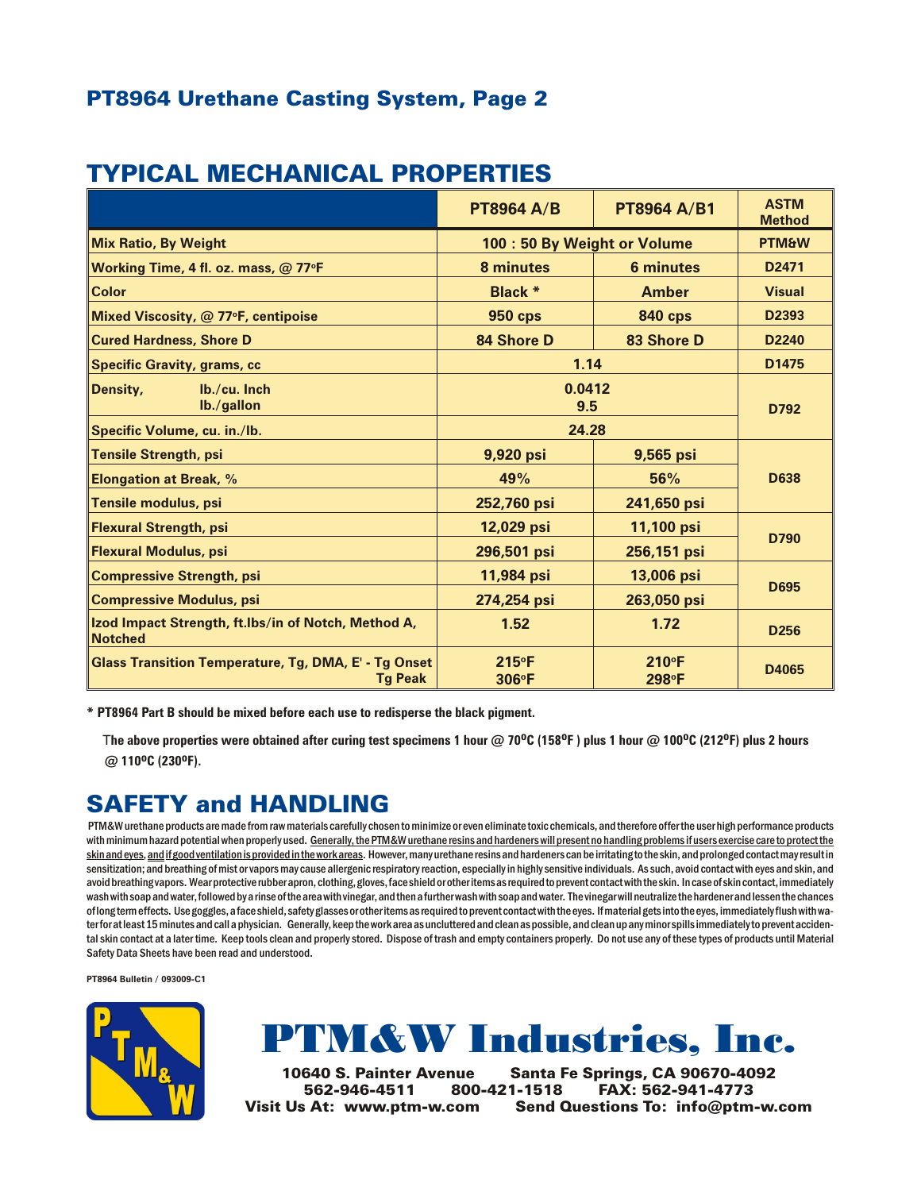## PT8964 Urethane Casting System, Page 2

## TYPICAL MECHANICAL PROPERTIES

| | PT8964 A/B | PT8964 A/B1 | ASTM Method |
|---|---|---|---|
| Mix Ratio, By Weight | 100 : 50 By Weight or Volume | | PTM&W |
| Working Time, 4 fl. oz. mass, @ 77°F | 8 minutes | 6 minutes | D2471 |
| Color | Black * | Amber | Visual |
| Mixed Viscosity, @ 77°F, centipoise | 950 cps | 840 cps | D2393 |
| Cured Hardness, Shore D | 84 Shore D | 83 Shore D | D2240 |
| Specific Gravity, grams, cc | 1.14 | | D1475 |
| Density, lb./cu. Inch / lb./gallon | 0.0412 / 9.5 | | D792 |
| Specific Volume, cu. in./lb. | 24.28 | | |
| Tensile Strength, psi | 9,920 psi | 9,565 psi | D638 |
| Elongation at Break, % | 49% | 56% | |
| Tensile modulus, psi | 252,760 psi | 241,650 psi | |
| Flexural Strength, psi | 12,029 psi | 11,100 psi | D790 |
| Flexural Modulus, psi | 296,501 psi | 256,151 psi | |
| Compressive Strength, psi | 11,984 psi | 13,006 psi | D695 |
| Compressive Modulus, psi | 274,254 psi | 263,050 psi | |
| Izod Impact Strength, ft.lbs/in of Notch, Method A, Notched | 1.52 | 1.72 | D256 |
| Glass Transition Temperature, Tg, DMA, E' - Tg Onset / Tg Peak | 215°F / 306°F | 210°F / 298°F | D4065 |

**\* PT8964 Part B should be mixed before each use to redisperse the black pigment.**

**The above properties were obtained after curing test specimens 1 hour @ 70°C (158°F ) plus 1 hour @ 100°C (212°F) plus 2 hours @ 110°C (230°F).**

## SAFETY and HANDLING

PTM&W urethane products are made from raw materials carefully chosen to minimize or even eliminate toxic chemicals, and therefore offer the user high performance products with minimum hazard potential when properly used. Generally, the PTM&W urethane resins and hardeners will present no handling problems if users exercise care to protect the skin and eyes, and if good ventilation is provided in the work areas. However, many urethane resins and hardeners can be irritating to the skin, and prolonged contact may result in sensitization; and breathing of mist or vapors may cause allergenic respiratory reaction, especially in highly sensitive individuals. As such, avoid contact with eyes and skin, and avoid breathing vapors. Wear protective rubber apron, clothing, gloves, face shield or other items as required to prevent contact with the skin. In case of skin contact, immediately wash with soap and water, followed by a rinse of the area with vinegar, and then a further wash with soap and water. The vinegar will neutralize the hardener and lessen the chances of long term effects. Use goggles, a face shield, safety glasses or other items as required to prevent contact with the eyes. If material gets into the eyes, immediately flush with water for at least 15 minutes and call a physician. Generally, keep the work area as uncluttered and clean as possible, and clean up any minor spills immediately to prevent accidental skin contact at a later time. Keep tools clean and properly stored. Dispose of trash and empty containers properly. Do not use any of these types of products until Material Safety Data Sheets have been read and understood.

PT8964 Bulletin / 093009-C1

**PTM&W Industries, Inc.**

10640 S. Painter Avenue Santa Fe Springs, CA 90670-4092
562-946-4511 800-421-1518 FAX: 562-941-4773
Visit Us At: www.ptm-w.com Send Questions To: info@ptm-w.com